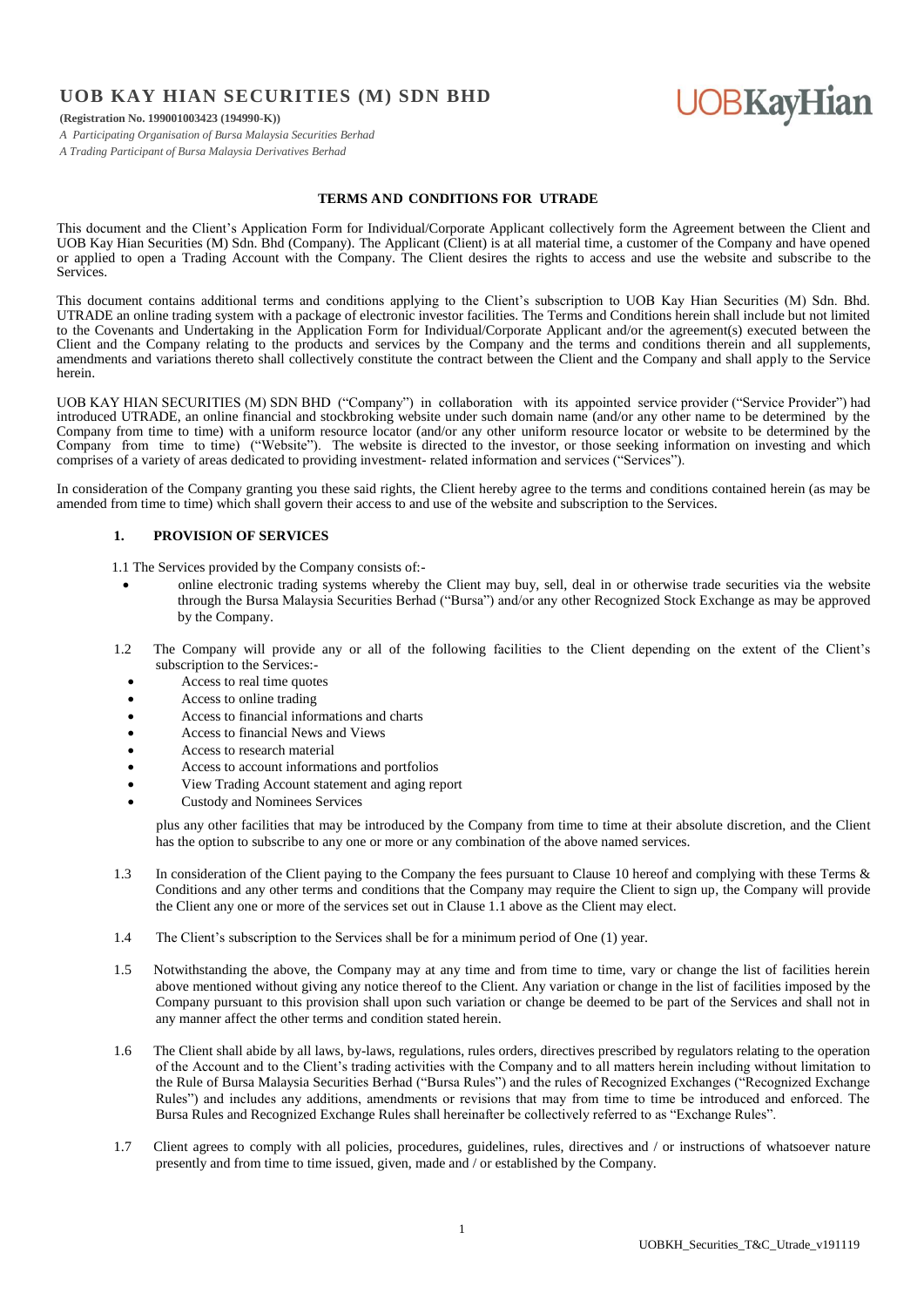# UOB KAY HIAN SECURITIES (M) SDN BHD

**(Registration No. 199001003423 (194990-K))**

*A Participating Organisation of Bursa Malaysia Securities Berhad*
*A Trading Participant of Bursa Malaysia Derivatives Berhad*

UOBKayHian

## TERMS AND CONDITIONS FOR UTRADE

This document and the Client's Application Form for Individual/Corporate Applicant collectively form the Agreement between the Client and UOB Kay Hian Securities (M) Sdn. Bhd (Company). The Applicant (Client) is at all material time, a customer of the Company and have opened or applied to open a Trading Account with the Company. The Client desires the rights to access and use the website and subscribe to the Services.

This document contains additional terms and conditions applying to the Client's subscription to UOB Kay Hian Securities (M) Sdn. Bhd. UTRADE an online trading system with a package of electronic investor facilities. The Terms and Conditions herein shall include but not limited to the Covenants and Undertaking in the Application Form for Individual/Corporate Applicant and/or the agreement(s) executed between the Client and the Company relating to the products and services by the Company and the terms and conditions therein and all supplements, amendments and variations thereto shall collectively constitute the contract between the Client and the Company and shall apply to the Service herein.

UOB KAY HIAN SECURITIES (M) SDN BHD ("Company") in collaboration with its appointed service provider ("Service Provider") had introduced UTRADE, an online financial and stockbroking website under such domain name (and/or any other name to be determined by the Company from time to time) with a uniform resource locator (and/or any other uniform resource locator or website to be determined by the Company from time to time) ("Website"). The website is directed to the investor, or those seeking information on investing and which comprises of a variety of areas dedicated to providing investment- related information and services ("Services").

In consideration of the Company granting you these said rights, the Client hereby agree to the terms and conditions contained herein (as may be amended from time to time) which shall govern their access to and use of the website and subscription to the Services.

### 1. PROVISION OF SERVICES

1.1 The Services provided by the Company consists of:-

- online electronic trading systems whereby the Client may buy, sell, deal in or otherwise trade securities via the website through the Bursa Malaysia Securities Berhad ("Bursa") and/or any other Recognized Stock Exchange as may be approved by the Company.

1.2 The Company will provide any or all of the following facilities to the Client depending on the extent of the Client's subscription to the Services:-

- Access to real time quotes
- Access to online trading
- Access to financial informations and charts
- Access to financial News and Views
- Access to research material
- Access to account informations and portfolios
- View Trading Account statement and aging report
- Custody and Nominees Services

plus any other facilities that may be introduced by the Company from time to time at their absolute discretion, and the Client has the option to subscribe to any one or more or any combination of the above named services.

1.3 In consideration of the Client paying to the Company the fees pursuant to Clause 10 hereof and complying with these Terms & Conditions and any other terms and conditions that the Company may require the Client to sign up, the Company will provide the Client any one or more of the services set out in Clause 1.1 above as the Client may elect.

1.4 The Client's subscription to the Services shall be for a minimum period of One (1) year.

1.5 Notwithstanding the above, the Company may at any time and from time to time, vary or change the list of facilities herein above mentioned without giving any notice thereof to the Client. Any variation or change in the list of facilities imposed by the Company pursuant to this provision shall upon such variation or change be deemed to be part of the Services and shall not in any manner affect the other terms and condition stated herein.

1.6 The Client shall abide by all laws, by-laws, regulations, rules orders, directives prescribed by regulators relating to the operation of the Account and to the Client's trading activities with the Company and to all matters herein including without limitation to the Rule of Bursa Malaysia Securities Berhad ("Bursa Rules") and the rules of Recognized Exchanges ("Recognized Exchange Rules") and includes any additions, amendments or revisions that may from time to time be introduced and enforced. The Bursa Rules and Recognized Exchange Rules shall hereinafter be collectively referred to as "Exchange Rules".

1.7 Client agrees to comply with all policies, procedures, guidelines, rules, directives and / or instructions of whatsoever nature presently and from time to time issued, given, made and / or established by the Company.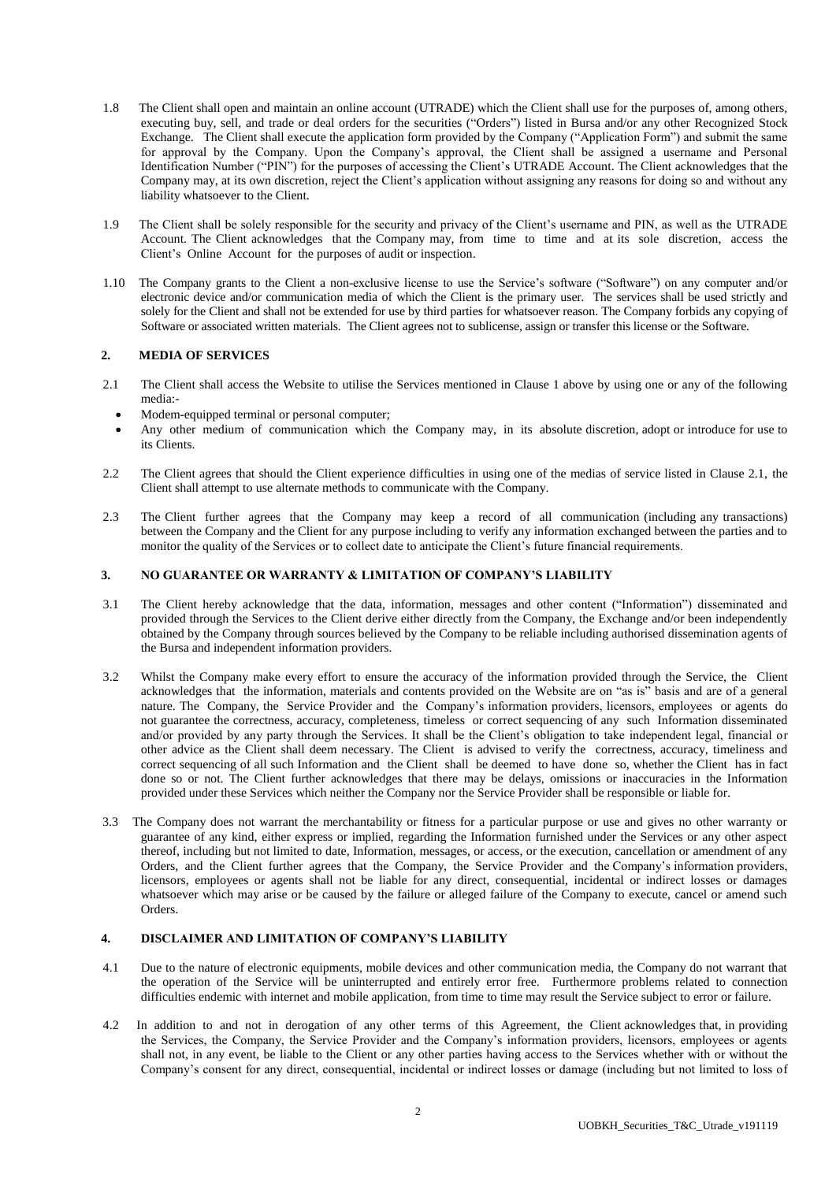1.8 The Client shall open and maintain an online account (UTRADE) which the Client shall use for the purposes of, among others, executing buy, sell, and trade or deal orders for the securities ("Orders") listed in Bursa and/or any other Recognized Stock Exchange. The Client shall execute the application form provided by the Company ("Application Form") and submit the same for approval by the Company. Upon the Company's approval, the Client shall be assigned a username and Personal Identification Number ("PIN") for the purposes of accessing the Client's UTRADE Account. The Client acknowledges that the Company may, at its own discretion, reject the Client's application without assigning any reasons for doing so and without any liability whatsoever to the Client.

1.9 The Client shall be solely responsible for the security and privacy of the Client's username and PIN, as well as the UTRADE Account. The Client acknowledges that the Company may, from time to time and at its sole discretion, access the Client's Online Account for the purposes of audit or inspection.

1.10 The Company grants to the Client a non-exclusive license to use the Service's software ("Software") on any computer and/or electronic device and/or communication media of which the Client is the primary user. The services shall be used strictly and solely for the Client and shall not be extended for use by third parties for whatsoever reason. The Company forbids any copying of Software or associated written materials. The Client agrees not to sublicense, assign or transfer this license or the Software.

## 2. MEDIA OF SERVICES

2.1 The Client shall access the Website to utilise the Services mentioned in Clause 1 above by using one or any of the following media:-

- Modem-equipped terminal or personal computer;
- Any other medium of communication which the Company may, in its absolute discretion, adopt or introduce for use to its Clients.

2.2 The Client agrees that should the Client experience difficulties in using one of the medias of service listed in Clause 2.1, the Client shall attempt to use alternate methods to communicate with the Company.

2.3 The Client further agrees that the Company may keep a record of all communication (including any transactions) between the Company and the Client for any purpose including to verify any information exchanged between the parties and to monitor the quality of the Services or to collect date to anticipate the Client's future financial requirements.

## 3. NO GUARANTEE OR WARRANTY & LIMITATION OF COMPANY'S LIABILITY

3.1 The Client hereby acknowledge that the data, information, messages and other content ("Information") disseminated and provided through the Services to the Client derive either directly from the Company, the Exchange and/or been independently obtained by the Company through sources believed by the Company to be reliable including authorised dissemination agents of the Bursa and independent information providers.

3.2 Whilst the Company make every effort to ensure the accuracy of the information provided through the Service, the Client acknowledges that the information, materials and contents provided on the Website are on "as is" basis and are of a general nature. The Company, the Service Provider and the Company's information providers, licensors, employees or agents do not guarantee the correctness, accuracy, completeness, timeless or correct sequencing of any such Information disseminated and/or provided by any party through the Services. It shall be the Client's obligation to take independent legal, financial or other advice as the Client shall deem necessary. The Client is advised to verify the correctness, accuracy, timeliness and correct sequencing of all such Information and the Client shall be deemed to have done so, whether the Client has in fact done so or not. The Client further acknowledges that there may be delays, omissions or inaccuracies in the Information provided under these Services which neither the Company nor the Service Provider shall be responsible or liable for.

3.3 The Company does not warrant the merchantability or fitness for a particular purpose or use and gives no other warranty or guarantee of any kind, either express or implied, regarding the Information furnished under the Services or any other aspect thereof, including but not limited to date, Information, messages, or access, or the execution, cancellation or amendment of any Orders, and the Client further agrees that the Company, the Service Provider and the Company's information providers, licensors, employees or agents shall not be liable for any direct, consequential, incidental or indirect losses or damages whatsoever which may arise or be caused by the failure or alleged failure of the Company to execute, cancel or amend such Orders.

## 4. DISCLAIMER AND LIMITATION OF COMPANY'S LIABILITY

4.1 Due to the nature of electronic equipments, mobile devices and other communication media, the Company do not warrant that the operation of the Service will be uninterrupted and entirely error free. Furthermore problems related to connection difficulties endemic with internet and mobile application, from time to time may result the Service subject to error or failure.

4.2 In addition to and not in derogation of any other terms of this Agreement, the Client acknowledges that, in providing the Services, the Company, the Service Provider and the Company's information providers, licensors, employees or agents shall not, in any event, be liable to the Client or any other parties having access to the Services whether with or without the Company's consent for any direct, consequential, incidental or indirect losses or damage (including but not limited to loss of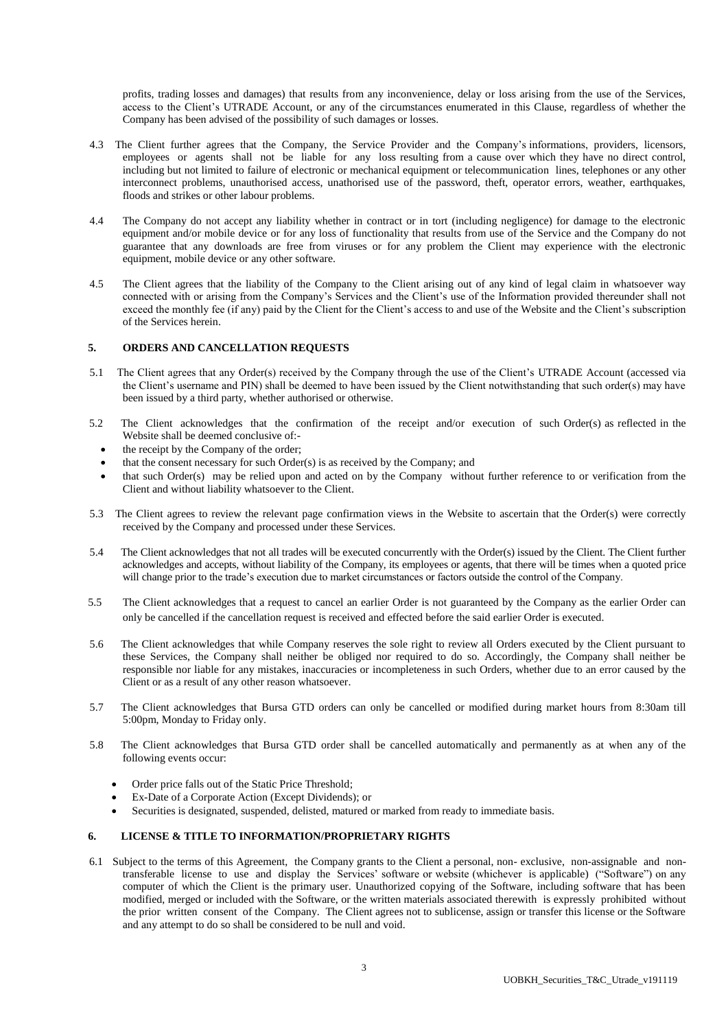profits, trading losses and damages) that results from any inconvenience, delay or loss arising from the use of the Services, access to the Client's UTRADE Account, or any of the circumstances enumerated in this Clause, regardless of whether the Company has been advised of the possibility of such damages or losses.

4.3 The Client further agrees that the Company, the Service Provider and the Company's informations, providers, licensors, employees or agents shall not be liable for any loss resulting from a cause over which they have no direct control, including but not limited to failure of electronic or mechanical equipment or telecommunication lines, telephones or any other interconnect problems, unauthorised access, unathorised use of the password, theft, operator errors, weather, earthquakes, floods and strikes or other labour problems.

4.4 The Company do not accept any liability whether in contract or in tort (including negligence) for damage to the electronic equipment and/or mobile device or for any loss of functionality that results from use of the Service and the Company do not guarantee that any downloads are free from viruses or for any problem the Client may experience with the electronic equipment, mobile device or any other software.

4.5 The Client agrees that the liability of the Company to the Client arising out of any kind of legal claim in whatsoever way connected with or arising from the Company's Services and the Client's use of the Information provided thereunder shall not exceed the monthly fee (if any) paid by the Client for the Client's access to and use of the Website and the Client's subscription of the Services herein.

## 5. ORDERS AND CANCELLATION REQUESTS

5.1 The Client agrees that any Order(s) received by the Company through the use of the Client's UTRADE Account (accessed via the Client's username and PIN) shall be deemed to have been issued by the Client notwithstanding that such order(s) may have been issued by a third party, whether authorised or otherwise.

5.2 The Client acknowledges that the confirmation of the receipt and/or execution of such Order(s) as reflected in the Website shall be deemed conclusive of:-

- the receipt by the Company of the order;
- that the consent necessary for such Order(s) is as received by the Company; and
- that such Order(s) may be relied upon and acted on by the Company without further reference to or verification from the Client and without liability whatsoever to the Client.

5.3 The Client agrees to review the relevant page confirmation views in the Website to ascertain that the Order(s) were correctly received by the Company and processed under these Services.

5.4 The Client acknowledges that not all trades will be executed concurrently with the Order(s) issued by the Client. The Client further acknowledges and accepts, without liability of the Company, its employees or agents, that there will be times when a quoted price will change prior to the trade's execution due to market circumstances or factors outside the control of the Company.

5.5 The Client acknowledges that a request to cancel an earlier Order is not guaranteed by the Company as the earlier Order can only be cancelled if the cancellation request is received and effected before the said earlier Order is executed.

5.6 The Client acknowledges that while Company reserves the sole right to review all Orders executed by the Client pursuant to these Services, the Company shall neither be obliged nor required to do so. Accordingly, the Company shall neither be responsible nor liable for any mistakes, inaccuracies or incompleteness in such Orders, whether due to an error caused by the Client or as a result of any other reason whatsoever.

5.7 The Client acknowledges that Bursa GTD orders can only be cancelled or modified during market hours from 8:30am till 5:00pm, Monday to Friday only.

5.8 The Client acknowledges that Bursa GTD order shall be cancelled automatically and permanently as at when any of the following events occur:

- Order price falls out of the Static Price Threshold;
- Ex-Date of a Corporate Action (Except Dividends); or
- Securities is designated, suspended, delisted, matured or marked from ready to immediate basis.

## 6. LICENSE & TITLE TO INFORMATION/PROPRIETARY RIGHTS

6.1 Subject to the terms of this Agreement, the Company grants to the Client a personal, non- exclusive, non-assignable and non-transferable license to use and display the Services' software or website (whichever is applicable) ("Software") on any computer of which the Client is the primary user. Unauthorized copying of the Software, including software that has been modified, merged or included with the Software, or the written materials associated therewith is expressly prohibited without the prior written consent of the Company. The Client agrees not to sublicense, assign or transfer this license or the Software and any attempt to do so shall be considered to be null and void.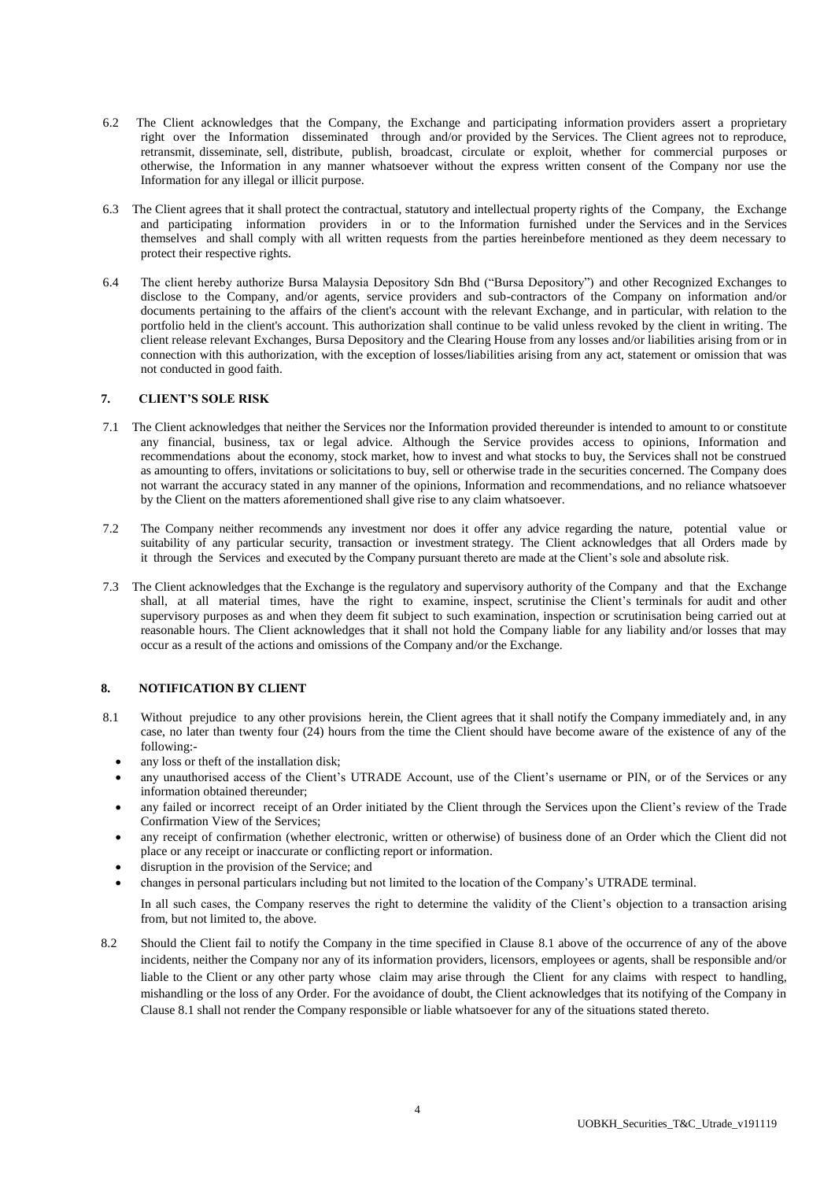6.2 The Client acknowledges that the Company, the Exchange and participating information providers assert a proprietary right over the Information disseminated through and/or provided by the Services. The Client agrees not to reproduce, retransmit, disseminate, sell, distribute, publish, broadcast, circulate or exploit, whether for commercial purposes or otherwise, the Information in any manner whatsoever without the express written consent of the Company nor use the Information for any illegal or illicit purpose.

6.3 The Client agrees that it shall protect the contractual, statutory and intellectual property rights of the Company, the Exchange and participating information providers in or to the Information furnished under the Services and in the Services themselves and shall comply with all written requests from the parties hereinbefore mentioned as they deem necessary to protect their respective rights.

6.4 The client hereby authorize Bursa Malaysia Depository Sdn Bhd ("Bursa Depository") and other Recognized Exchanges to disclose to the Company, and/or agents, service providers and sub-contractors of the Company on information and/or documents pertaining to the affairs of the client's account with the relevant Exchange, and in particular, with relation to the portfolio held in the client's account. This authorization shall continue to be valid unless revoked by the client in writing. The client release relevant Exchanges, Bursa Depository and the Clearing House from any losses and/or liabilities arising from or in connection with this authorization, with the exception of losses/liabilities arising from any act, statement or omission that was not conducted in good faith.

## 7. CLIENT'S SOLE RISK

7.1 The Client acknowledges that neither the Services nor the Information provided thereunder is intended to amount to or constitute any financial, business, tax or legal advice. Although the Service provides access to opinions, Information and recommendations about the economy, stock market, how to invest and what stocks to buy, the Services shall not be construed as amounting to offers, invitations or solicitations to buy, sell or otherwise trade in the securities concerned. The Company does not warrant the accuracy stated in any manner of the opinions, Information and recommendations, and no reliance whatsoever by the Client on the matters aforementioned shall give rise to any claim whatsoever.

7.2 The Company neither recommends any investment nor does it offer any advice regarding the nature, potential value or suitability of any particular security, transaction or investment strategy. The Client acknowledges that all Orders made by it through the Services and executed by the Company pursuant thereto are made at the Client's sole and absolute risk.

7.3 The Client acknowledges that the Exchange is the regulatory and supervisory authority of the Company and that the Exchange shall, at all material times, have the right to examine, inspect, scrutinise the Client's terminals for audit and other supervisory purposes as and when they deem fit subject to such examination, inspection or scrutinisation being carried out at reasonable hours. The Client acknowledges that it shall not hold the Company liable for any liability and/or losses that may occur as a result of the actions and omissions of the Company and/or the Exchange.

## 8. NOTIFICATION BY CLIENT

8.1 Without prejudice to any other provisions herein, the Client agrees that it shall notify the Company immediately and, in any case, no later than twenty four (24) hours from the time the Client should have become aware of the existence of any of the following:-

- any loss or theft of the installation disk;
- any unauthorised access of the Client's UTRADE Account, use of the Client's username or PIN, or of the Services or any information obtained thereunder;
- any failed or incorrect receipt of an Order initiated by the Client through the Services upon the Client's review of the Trade Confirmation View of the Services;
- any receipt of confirmation (whether electronic, written or otherwise) of business done of an Order which the Client did not place or any receipt or inaccurate or conflicting report or information.
- disruption in the provision of the Service; and
- changes in personal particulars including but not limited to the location of the Company's UTRADE terminal.

In all such cases, the Company reserves the right to determine the validity of the Client's objection to a transaction arising from, but not limited to, the above.

8.2 Should the Client fail to notify the Company in the time specified in Clause 8.1 above of the occurrence of any of the above incidents, neither the Company nor any of its information providers, licensors, employees or agents, shall be responsible and/or liable to the Client or any other party whose claim may arise through the Client for any claims with respect to handling, mishandling or the loss of any Order. For the avoidance of doubt, the Client acknowledges that its notifying of the Company in Clause 8.1 shall not render the Company responsible or liable whatsoever for any of the situations stated thereto.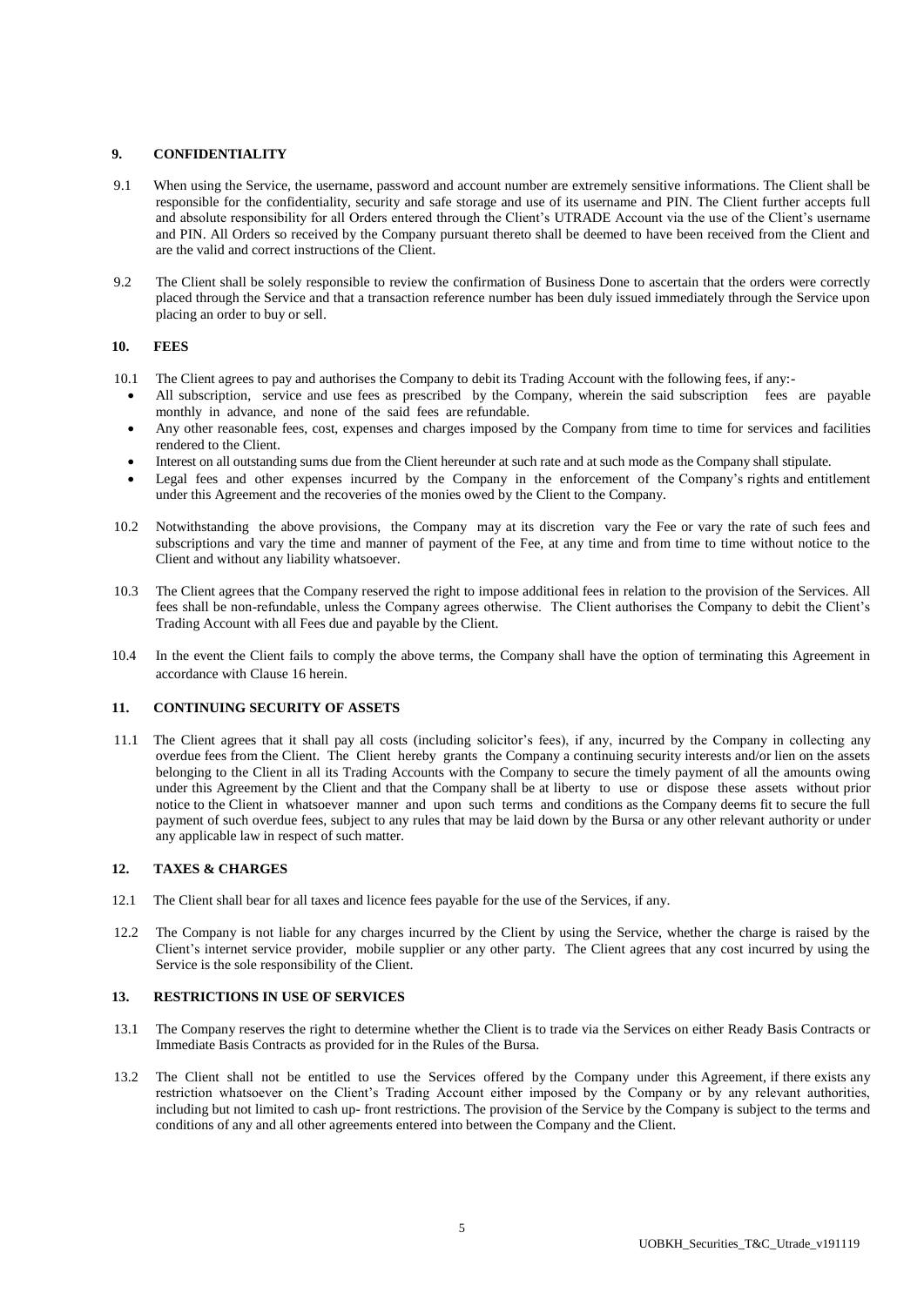## 9. CONFIDENTIALITY

9.1 When using the Service, the username, password and account number are extremely sensitive informations. The Client shall be responsible for the confidentiality, security and safe storage and use of its username and PIN. The Client further accepts full and absolute responsibility for all Orders entered through the Client's UTRADE Account via the use of the Client's username and PIN. All Orders so received by the Company pursuant thereto shall be deemed to have been received from the Client and are the valid and correct instructions of the Client.

9.2 The Client shall be solely responsible to review the confirmation of Business Done to ascertain that the orders were correctly placed through the Service and that a transaction reference number has been duly issued immediately through the Service upon placing an order to buy or sell.

## 10. FEES

10.1 The Client agrees to pay and authorises the Company to debit its Trading Account with the following fees, if any:-

- All subscription, service and use fees as prescribed by the Company, wherein the said subscription fees are payable monthly in advance, and none of the said fees are refundable.
- Any other reasonable fees, cost, expenses and charges imposed by the Company from time to time for services and facilities rendered to the Client.
- Interest on all outstanding sums due from the Client hereunder at such rate and at such mode as the Company shall stipulate.
- Legal fees and other expenses incurred by the Company in the enforcement of the Company's rights and entitlement under this Agreement and the recoveries of the monies owed by the Client to the Company.

10.2 Notwithstanding the above provisions, the Company may at its discretion vary the Fee or vary the rate of such fees and subscriptions and vary the time and manner of payment of the Fee, at any time and from time to time without notice to the Client and without any liability whatsoever.

10.3 The Client agrees that the Company reserved the right to impose additional fees in relation to the provision of the Services. All fees shall be non-refundable, unless the Company agrees otherwise. The Client authorises the Company to debit the Client's Trading Account with all Fees due and payable by the Client.

10.4 In the event the Client fails to comply the above terms, the Company shall have the option of terminating this Agreement in accordance with Clause 16 herein.

## 11. CONTINUING SECURITY OF ASSETS

11.1 The Client agrees that it shall pay all costs (including solicitor's fees), if any, incurred by the Company in collecting any overdue fees from the Client. The Client hereby grants the Company a continuing security interests and/or lien on the assets belonging to the Client in all its Trading Accounts with the Company to secure the timely payment of all the amounts owing under this Agreement by the Client and that the Company shall be at liberty to use or dispose these assets without prior notice to the Client in whatsoever manner and upon such terms and conditions as the Company deems fit to secure the full payment of such overdue fees, subject to any rules that may be laid down by the Bursa or any other relevant authority or under any applicable law in respect of such matter.

## 12. TAXES & CHARGES

12.1 The Client shall bear for all taxes and licence fees payable for the use of the Services, if any.

12.2 The Company is not liable for any charges incurred by the Client by using the Service, whether the charge is raised by the Client's internet service provider, mobile supplier or any other party. The Client agrees that any cost incurred by using the Service is the sole responsibility of the Client.

## 13. RESTRICTIONS IN USE OF SERVICES

13.1 The Company reserves the right to determine whether the Client is to trade via the Services on either Ready Basis Contracts or Immediate Basis Contracts as provided for in the Rules of the Bursa.

13.2 The Client shall not be entitled to use the Services offered by the Company under this Agreement, if there exists any restriction whatsoever on the Client's Trading Account either imposed by the Company or by any relevant authorities, including but not limited to cash up- front restrictions. The provision of the Service by the Company is subject to the terms and conditions of any and all other agreements entered into between the Company and the Client.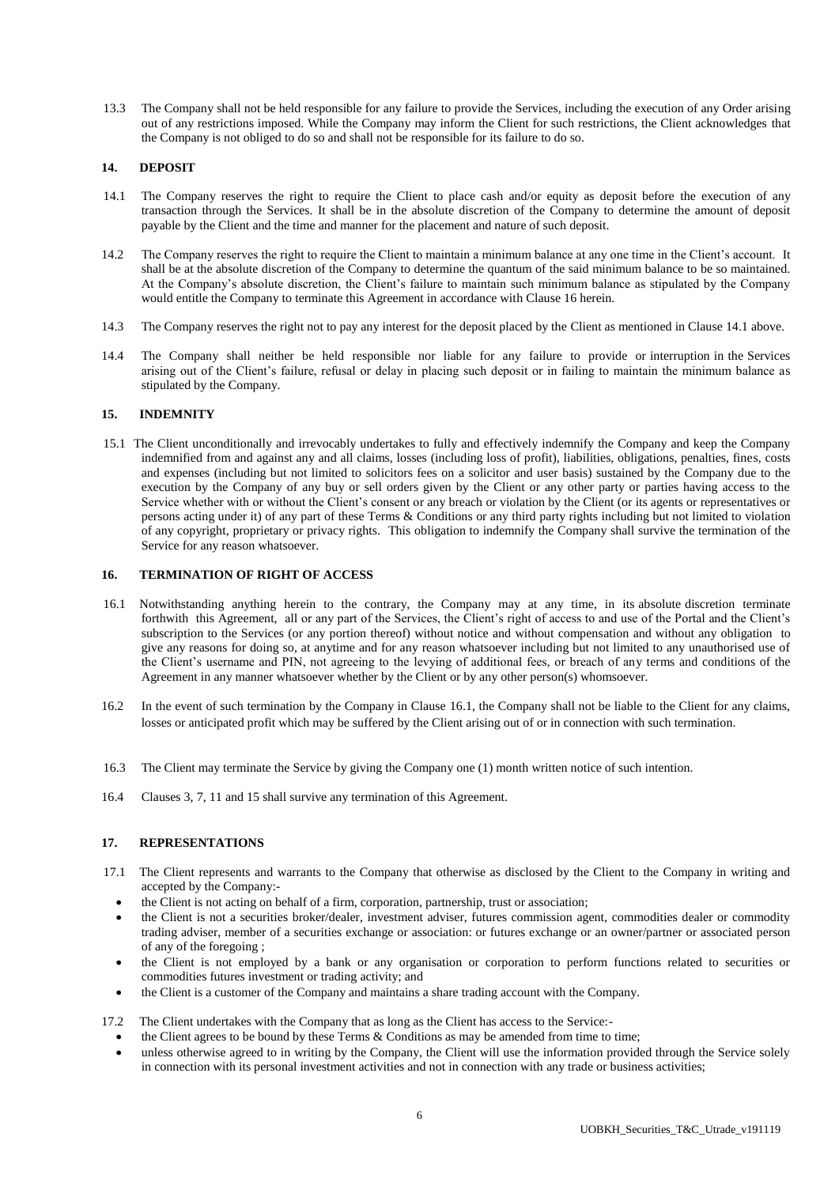13.3 The Company shall not be held responsible for any failure to provide the Services, including the execution of any Order arising out of any restrictions imposed. While the Company may inform the Client for such restrictions, the Client acknowledges that the Company is not obliged to do so and shall not be responsible for its failure to do so.

## 14. DEPOSIT

14.1 The Company reserves the right to require the Client to place cash and/or equity as deposit before the execution of any transaction through the Services. It shall be in the absolute discretion of the Company to determine the amount of deposit payable by the Client and the time and manner for the placement and nature of such deposit.

14.2 The Company reserves the right to require the Client to maintain a minimum balance at any one time in the Client's account. It shall be at the absolute discretion of the Company to determine the quantum of the said minimum balance to be so maintained. At the Company's absolute discretion, the Client's failure to maintain such minimum balance as stipulated by the Company would entitle the Company to terminate this Agreement in accordance with Clause 16 herein.

14.3 The Company reserves the right not to pay any interest for the deposit placed by the Client as mentioned in Clause 14.1 above.

14.4 The Company shall neither be held responsible nor liable for any failure to provide or interruption in the Services arising out of the Client's failure, refusal or delay in placing such deposit or in failing to maintain the minimum balance as stipulated by the Company.

## 15. INDEMNITY

15.1 The Client unconditionally and irrevocably undertakes to fully and effectively indemnify the Company and keep the Company indemnified from and against any and all claims, losses (including loss of profit), liabilities, obligations, penalties, fines, costs and expenses (including but not limited to solicitors fees on a solicitor and user basis) sustained by the Company due to the execution by the Company of any buy or sell orders given by the Client or any other party or parties having access to the Service whether with or without the Client's consent or any breach or violation by the Client (or its agents or representatives or persons acting under it) of any part of these Terms & Conditions or any third party rights including but not limited to violation of any copyright, proprietary or privacy rights. This obligation to indemnify the Company shall survive the termination of the Service for any reason whatsoever.

## 16. TERMINATION OF RIGHT OF ACCESS

16.1 Notwithstanding anything herein to the contrary, the Company may at any time, in its absolute discretion terminate forthwith this Agreement, all or any part of the Services, the Client's right of access to and use of the Portal and the Client's subscription to the Services (or any portion thereof) without notice and without compensation and without any obligation to give any reasons for doing so, at anytime and for any reason whatsoever including but not limited to any unauthorised use of the Client's username and PIN, not agreeing to the levying of additional fees, or breach of any terms and conditions of the Agreement in any manner whatsoever whether by the Client or by any other person(s) whomsoever.

16.2 In the event of such termination by the Company in Clause 16.1, the Company shall not be liable to the Client for any claims, losses or anticipated profit which may be suffered by the Client arising out of or in connection with such termination.

16.3 The Client may terminate the Service by giving the Company one (1) month written notice of such intention.

16.4 Clauses 3, 7, 11 and 15 shall survive any termination of this Agreement.

## 17. REPRESENTATIONS

17.1 The Client represents and warrants to the Company that otherwise as disclosed by the Client to the Company in writing and accepted by the Company:-

- the Client is not acting on behalf of a firm, corporation, partnership, trust or association;
- the Client is not a securities broker/dealer, investment adviser, futures commission agent, commodities dealer or commodity trading adviser, member of a securities exchange or association: or futures exchange or an owner/partner or associated person of any of the foregoing ;
- the Client is not employed by a bank or any organisation or corporation to perform functions related to securities or commodities futures investment or trading activity; and
- the Client is a customer of the Company and maintains a share trading account with the Company.

17.2 The Client undertakes with the Company that as long as the Client has access to the Service:-

- the Client agrees to be bound by these Terms & Conditions as may be amended from time to time;
- unless otherwise agreed to in writing by the Company, the Client will use the information provided through the Service solely in connection with its personal investment activities and not in connection with any trade or business activities;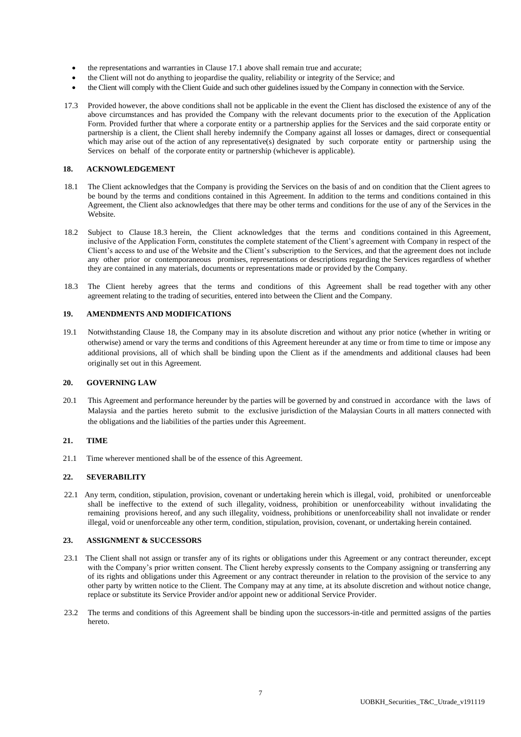- the representations and warranties in Clause 17.1 above shall remain true and accurate;
- the Client will not do anything to jeopardise the quality, reliability or integrity of the Service; and
- the Client will comply with the Client Guide and such other guidelines issued by the Company in connection with the Service.

17.3 Provided however, the above conditions shall not be applicable in the event the Client has disclosed the existence of any of the above circumstances and has provided the Company with the relevant documents prior to the execution of the Application Form. Provided further that where a corporate entity or a partnership applies for the Services and the said corporate entity or partnership is a client, the Client shall hereby indemnify the Company against all losses or damages, direct or consequential which may arise out of the action of any representative(s) designated by such corporate entity or partnership using the Services on behalf of the corporate entity or partnership (whichever is applicable).

## 18. ACKNOWLEDGEMENT

18.1 The Client acknowledges that the Company is providing the Services on the basis of and on condition that the Client agrees to be bound by the terms and conditions contained in this Agreement. In addition to the terms and conditions contained in this Agreement, the Client also acknowledges that there may be other terms and conditions for the use of any of the Services in the Website.

18.2 Subject to Clause 18.3 herein, the Client acknowledges that the terms and conditions contained in this Agreement, inclusive of the Application Form, constitutes the complete statement of the Client's agreement with Company in respect of the Client's access to and use of the Website and the Client's subscription to the Services, and that the agreement does not include any other prior or contemporaneous promises, representations or descriptions regarding the Services regardless of whether they are contained in any materials, documents or representations made or provided by the Company.

18.3 The Client hereby agrees that the terms and conditions of this Agreement shall be read together with any other agreement relating to the trading of securities, entered into between the Client and the Company.

## 19. AMENDMENTS AND MODIFICATIONS

19.1 Notwithstanding Clause 18, the Company may in its absolute discretion and without any prior notice (whether in writing or otherwise) amend or vary the terms and conditions of this Agreement hereunder at any time or from time to time or impose any additional provisions, all of which shall be binding upon the Client as if the amendments and additional clauses had been originally set out in this Agreement.

## 20. GOVERNING LAW

20.1 This Agreement and performance hereunder by the parties will be governed by and construed in accordance with the laws of Malaysia and the parties hereto submit to the exclusive jurisdiction of the Malaysian Courts in all matters connected with the obligations and the liabilities of the parties under this Agreement.

## 21. TIME

21.1 Time wherever mentioned shall be of the essence of this Agreement.

## 22. SEVERABILITY

22.1 Any term, condition, stipulation, provision, covenant or undertaking herein which is illegal, void, prohibited or unenforceable shall be ineffective to the extend of such illegality, voidness, prohibition or unenforceability without invalidating the remaining provisions hereof, and any such illegality, voidness, prohibitions or unenforceability shall not invalidate or render illegal, void or unenforceable any other term, condition, stipulation, provision, covenant, or undertaking herein contained.

## 23. ASSIGNMENT & SUCCESSORS

23.1 The Client shall not assign or transfer any of its rights or obligations under this Agreement or any contract thereunder, except with the Company's prior written consent. The Client hereby expressly consents to the Company assigning or transferring any of its rights and obligations under this Agreement or any contract thereunder in relation to the provision of the service to any other party by written notice to the Client. The Company may at any time, at its absolute discretion and without notice change, replace or substitute its Service Provider and/or appoint new or additional Service Provider.

23.2 The terms and conditions of this Agreement shall be binding upon the successors-in-title and permitted assigns of the parties hereto.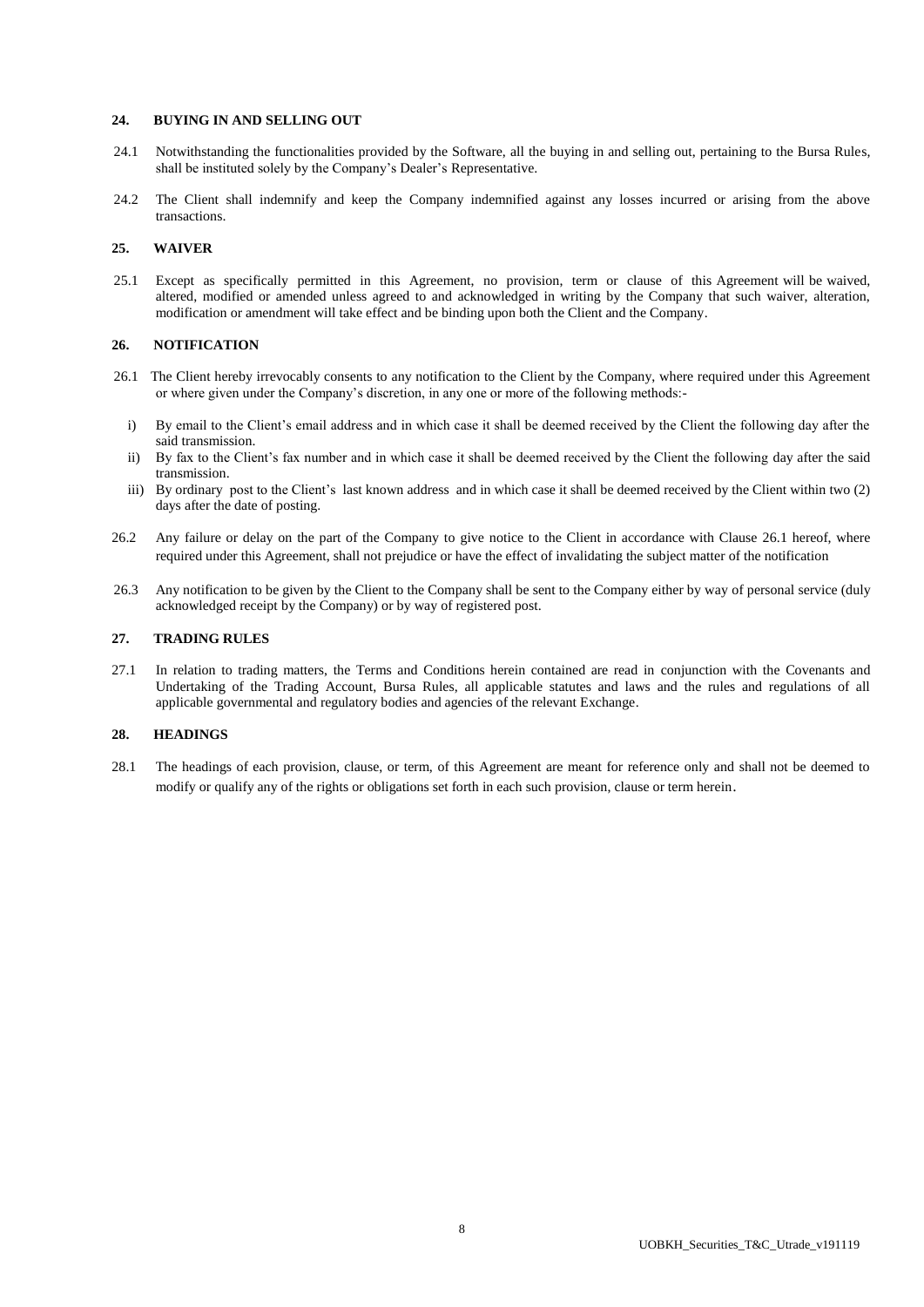## 24. BUYING IN AND SELLING OUT

24.1 Notwithstanding the functionalities provided by the Software, all the buying in and selling out, pertaining to the Bursa Rules, shall be instituted solely by the Company's Dealer's Representative.

24.2 The Client shall indemnify and keep the Company indemnified against any losses incurred or arising from the above transactions.

## 25. WAIVER

25.1 Except as specifically permitted in this Agreement, no provision, term or clause of this Agreement will be waived, altered, modified or amended unless agreed to and acknowledged in writing by the Company that such waiver, alteration, modification or amendment will take effect and be binding upon both the Client and the Company.

## 26. NOTIFICATION

26.1 The Client hereby irrevocably consents to any notification to the Client by the Company, where required under this Agreement or where given under the Company's discretion, in any one or more of the following methods:-

i) By email to the Client's email address and in which case it shall be deemed received by the Client the following day after the said transmission.

ii) By fax to the Client's fax number and in which case it shall be deemed received by the Client the following day after the said transmission.

iii) By ordinary post to the Client's last known address and in which case it shall be deemed received by the Client within two (2) days after the date of posting.

26.2 Any failure or delay on the part of the Company to give notice to the Client in accordance with Clause 26.1 hereof, where required under this Agreement, shall not prejudice or have the effect of invalidating the subject matter of the notification

26.3 Any notification to be given by the Client to the Company shall be sent to the Company either by way of personal service (duly acknowledged receipt by the Company) or by way of registered post.

## 27. TRADING RULES

27.1 In relation to trading matters, the Terms and Conditions herein contained are read in conjunction with the Covenants and Undertaking of the Trading Account, Bursa Rules, all applicable statutes and laws and the rules and regulations of all applicable governmental and regulatory bodies and agencies of the relevant Exchange.

## 28. HEADINGS

28.1 The headings of each provision, clause, or term, of this Agreement are meant for reference only and shall not be deemed to modify or qualify any of the rights or obligations set forth in each such provision, clause or term herein.